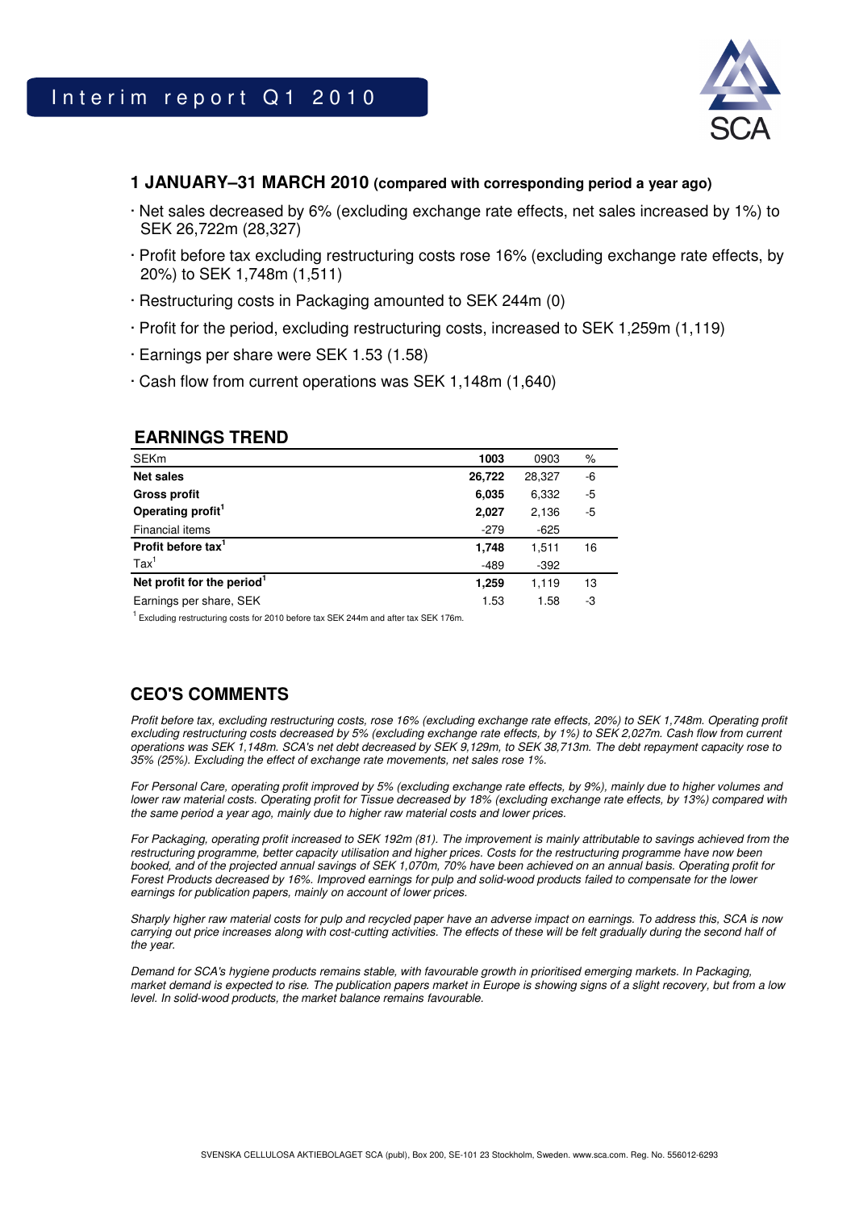# Interim report Q1 2010

## 1 JANUARY–31 MARCH 2010 (compared with corresponding period a year ago)

- Net sales decreased by 6% (excluding exchange rate effects, net sales increased by 1%) to SEK 26,722m (28,327)
- Profit before tax excluding restructuring costs rose 16% (excluding exchange rate effects, by 20%) to SEK 1,748m (1,511)
- Restructuring costs in Packaging amounted to SEK 244m (0)
- Profit for the period, excluding restructuring costs, increased to SEK 1,259m (1,119)
- Earnings per share were SEK 1.53 (1.58)
- Cash flow from current operations was SEK 1,148m (1,640)

## EARNINGS TREND

| SEKm | 1003 | 0903 | % |
|---|---|---|---|
| **Net sales** | **26,722** | 28,327 | -6 |
| **Gross profit** | **6,035** | 6,332 | -5 |
| **Operating profit**[1] | **2,027** | 2,136 | -5 |
| Financial items | -279 | -625 | |
| **Profit before tax**[1] | **1,748** | 1,511 | 16 |
| Tax[1] | -489 | -392 | |
| **Net profit for the period**[1] | **1,259** | 1,119 | 13 |
| Earnings per share, SEK | 1.53 | 1.58 | -3 |

[1] Excluding restructuring costs for 2010 before tax SEK 244m and after tax SEK 176m.

## CEO'S COMMENTS

*Profit before tax, excluding restructuring costs, rose 16% (excluding exchange rate effects, 20%) to SEK 1,748m. Operating profit excluding restructuring costs decreased by 5% (excluding exchange rate effects, by 1%) to SEK 2,027m. Cash flow from current operations was SEK 1,148m. SCA's net debt decreased by SEK 9,129m, to SEK 38,713m. The debt repayment capacity rose to 35% (25%). Excluding the effect of exchange rate movements, net sales rose 1%.*

*For Personal Care, operating profit improved by 5% (excluding exchange rate effects, by 9%), mainly due to higher volumes and lower raw material costs. Operating profit for Tissue decreased by 18% (excluding exchange rate effects, by 13%) compared with the same period a year ago, mainly due to higher raw material costs and lower prices.*

*For Packaging, operating profit increased to SEK 192m (81). The improvement is mainly attributable to savings achieved from the restructuring programme, better capacity utilisation and higher prices. Costs for the restructuring programme have now been booked, and of the projected annual savings of SEK 1,070m, 70% have been achieved on an annual basis. Operating profit for Forest Products decreased by 16%. Improved earnings for pulp and solid-wood products failed to compensate for the lower earnings for publication papers, mainly on account of lower prices.*

*Sharply higher raw material costs for pulp and recycled paper have an adverse impact on earnings. To address this, SCA is now carrying out price increases along with cost-cutting activities. The effects of these will be felt gradually during the second half of the year.*

*Demand for SCA's hygiene products remains stable, with favourable growth in prioritised emerging markets. In Packaging, market demand is expected to rise. The publication papers market in Europe is showing signs of a slight recovery, but from a low level. In solid-wood products, the market balance remains favourable.*

SVENSKA CELLULOSA AKTIEBOLAGET SCA (publ), Box 200, SE-101 23 Stockholm, Sweden. www.sca.com. Reg. No. 556012-6293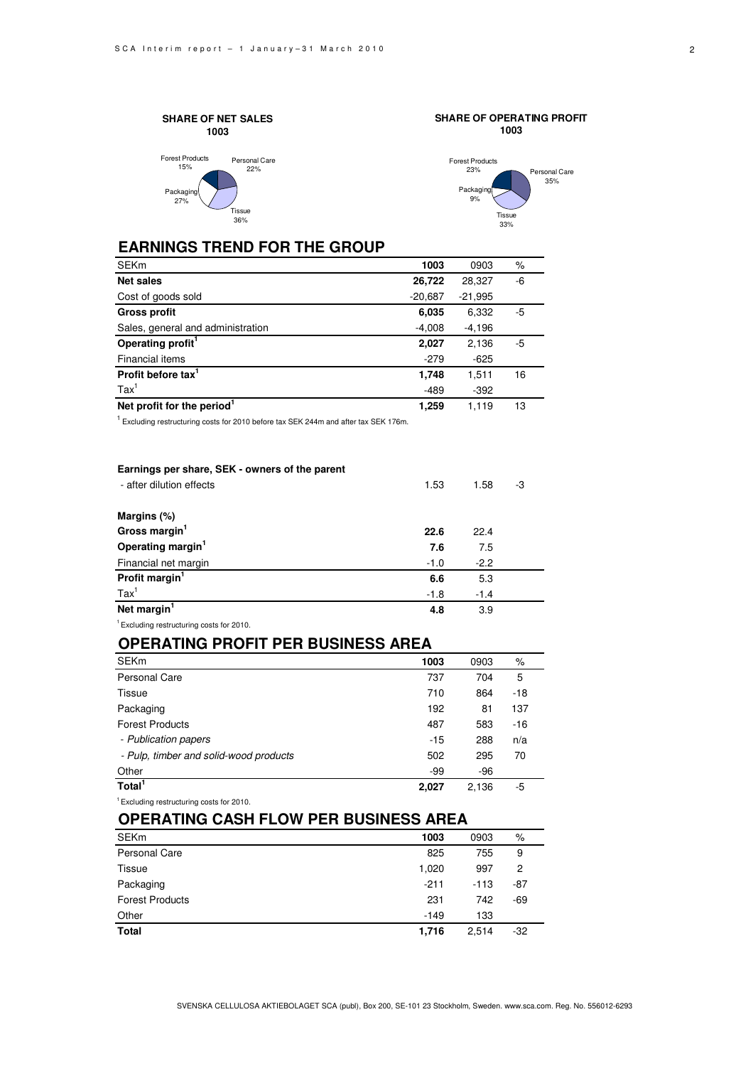**SHARE OF NET SALES**
**1003**

Forest Products 15%, Personal Care 22%, Packaging 27%, Tissue 36%

**SHARE OF OPERATING PROFIT**
**1003**

Forest Products 23%, Personal Care 35%, Packaging 9%, Tissue 33%

## EARNINGS TREND FOR THE GROUP

| SEKm | 1003 | 0903 | % |
|---|---|---|---|
| **Net sales** | **26,722** | 28,327 | -6 |
| Cost of goods sold | -20,687 | -21,995 | |
| **Gross profit** | **6,035** | 6,332 | -5 |
| Sales, general and administration | -4,008 | -4,196 | |
| **Operating profit[1]** | **2,027** | 2,136 | -5 |
| Financial items | -279 | -625 | |
| **Profit before tax[1]** | **1,748** | 1,511 | 16 |
| Tax[1] | -489 | -392 | |
| **Net profit for the period[1]** | **1,259** | 1,119 | 13 |

[1] Excluding restructuring costs for 2010 before tax SEK 244m and after tax SEK 176m.

| | | | |
|---|---|---|---|
| **Earnings per share, SEK - owners of the parent** | | | |
| - after dilution effects | 1.53 | 1.58 | -3 |
| | | | |
| **Margins (%)** | | | |
| **Gross margin[1]** | **22.6** | 22.4 | |
| **Operating margin[1]** | **7.6** | 7.5 | |
| Financial net margin | -1.0 | -2.2 | |
| **Profit margin[1]** | **6.6** | 5.3 | |
| Tax[1] | -1.8 | -1.4 | |
| **Net margin[1]** | **4.8** | 3.9 | |

[1] Excluding restructuring costs for 2010.

## OPERATING PROFIT PER BUSINESS AREA

| SEKm | 1003 | 0903 | % |
|---|---|---|---|
| Personal Care | 737 | 704 | 5 |
| Tissue | 710 | 864 | -18 |
| Packaging | 192 | 81 | 137 |
| Forest Products | 487 | 583 | -16 |
| *- Publication papers* | -15 | 288 | n/a |
| *- Pulp, timber and solid-wood products* | 502 | 295 | 70 |
| Other | -99 | -96 | |
| **Total[1]** | **2,027** | 2,136 | -5 |

[1] Excluding restructuring costs for 2010.

## OPERATING CASH FLOW PER BUSINESS AREA

| SEKm | 1003 | 0903 | % |
|---|---|---|---|
| Personal Care | 825 | 755 | 9 |
| Tissue | 1,020 | 997 | 2 |
| Packaging | -211 | -113 | -87 |
| Forest Products | 231 | 742 | -69 |
| Other | -149 | 133 | |
| **Total** | **1,716** | 2,514 | -32 |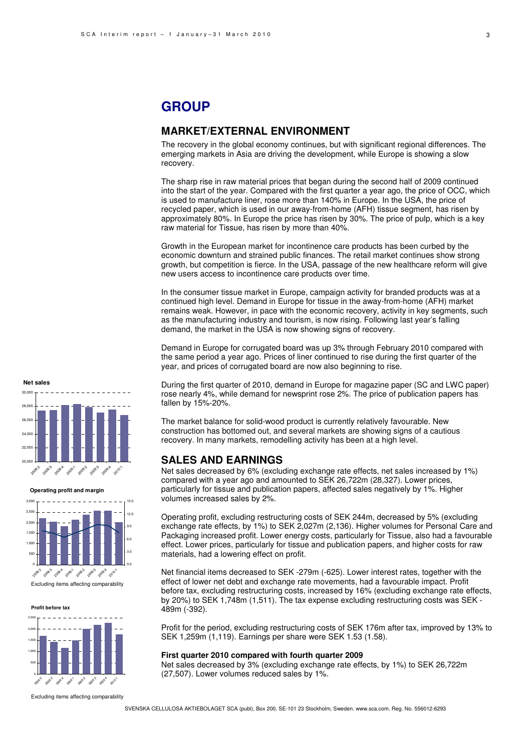# GROUP

## MARKET/EXTERNAL ENVIRONMENT

The recovery in the global economy continues, but with significant regional differences. The emerging markets in Asia are driving the development, while Europe is showing a slow recovery.

The sharp rise in raw material prices that began during the second half of 2009 continued into the start of the year. Compared with the first quarter a year ago, the price of OCC, which is used to manufacture liner, rose more than 140% in Europe. In the USA, the price of recycled paper, which is used in our away-from-home (AFH) tissue segment, has risen by approximately 80%. In Europe the price has risen by 30%. The price of pulp, which is a key raw material for Tissue, has risen by more than 40%.

Growth in the European market for incontinence care products has been curbed by the economic downturn and strained public finances. The retail market continues show strong growth, but competition is fierce. In the USA, passage of the new healthcare reform will give new users access to incontinence care products over time.

In the consumer tissue market in Europe, campaign activity for branded products was at a continued high level. Demand in Europe for tissue in the away-from-home (AFH) market remains weak. However, in pace with the economic recovery, activity in key segments, such as the manufacturing industry and tourism, is now rising. Following last year's falling demand, the market in the USA is now showing signs of recovery.

Demand in Europe for corrugated board was up 3% through February 2010 compared with the same period a year ago. Prices of liner continued to rise during the first quarter of the year, and prices of corrugated board are now also beginning to rise.

During the first quarter of 2010, demand in Europe for magazine paper (SC and LWC paper) rose nearly 4%, while demand for newsprint rose 2%. The price of publication papers has fallen by 15%-20%.

The market balance for solid-wood product is currently relatively favourable. New construction has bottomed out, and several markets are showing signs of a cautious recovery. In many markets, remodelling activity has been at a high level.

## SALES AND EARNINGS

Net sales decreased by 6% (excluding exchange rate effects, net sales increased by 1%) compared with a year ago and amounted to SEK 26,722m (28,327). Lower prices, particularly for tissue and publication papers, affected sales negatively by 1%. Higher volumes increased sales by 2%.

Operating profit, excluding restructuring costs of SEK 244m, decreased by 5% (excluding exchange rate effects, by 1%) to SEK 2,027m (2,136). Higher volumes for Personal Care and Packaging increased profit. Lower energy costs, particularly for Tissue, also had a favourable effect. Lower prices, particularly for tissue and publication papers, and higher costs for raw materials, had a lowering effect on profit.

Net financial items decreased to SEK -279m (-625). Lower interest rates, together with the effect of lower net debt and exchange rate movements, had a favourable impact. Profit before tax, excluding restructuring costs, increased by 16% (excluding exchange rate effects, by 20%) to SEK 1,748m (1,511). The tax expense excluding restructuring costs was SEK -489m (-392).

Profit for the period, excluding restructuring costs of SEK 176m after tax, improved by 13% to SEK 1,259m (1,119). Earnings per share were SEK 1.53 (1.58).

**First quarter 2010 compared with fourth quarter 2009**

Net sales decreased by 3% (excluding exchange rate effects, by 1%) to SEK 26,722m (27,507). Lower volumes reduced sales by 1%.

**Net sales**

**Operating profit and margin**

Excluding items affecting comparability

**Profit before tax**

Excluding items affecting comparability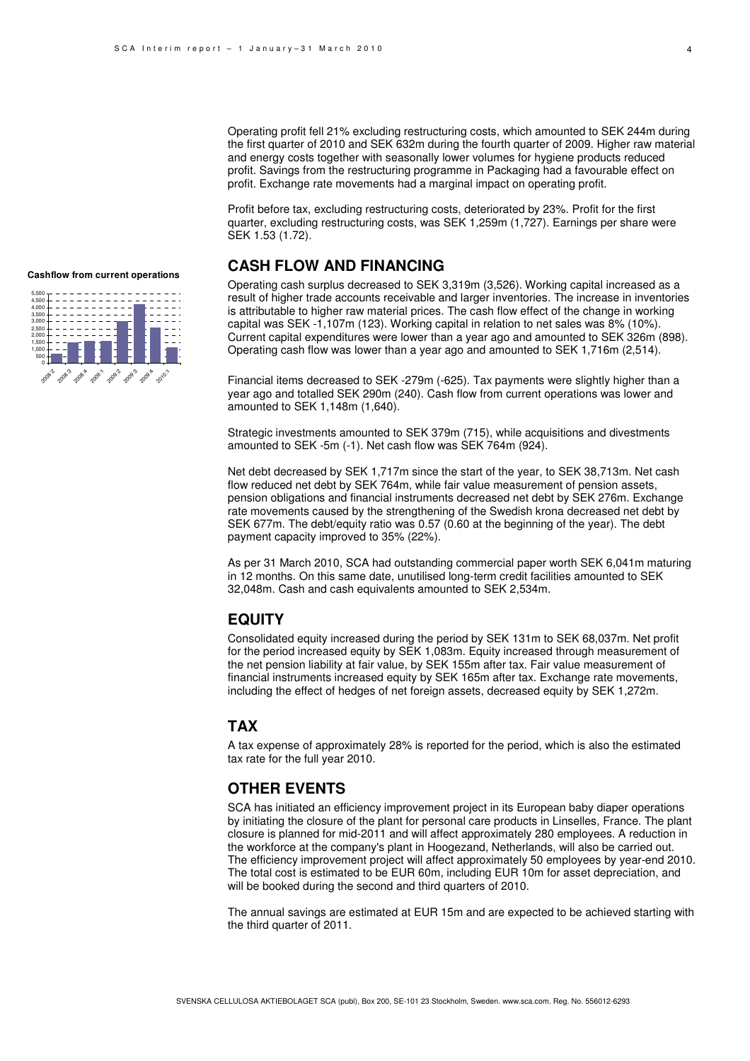Operating profit fell 21% excluding restructuring costs, which amounted to SEK 244m during the first quarter of 2010 and SEK 632m during the fourth quarter of 2009. Higher raw material and energy costs together with seasonally lower volumes for hygiene products reduced profit. Savings from the restructuring programme in Packaging had a favourable effect on profit. Exchange rate movements had a marginal impact on operating profit.

Profit before tax, excluding restructuring costs, deteriorated by 23%. Profit for the first quarter, excluding restructuring costs, was SEK 1,259m (1,727). Earnings per share were SEK 1.53 (1.72).

**Cashflow from current operations**

## CASH FLOW AND FINANCING

Operating cash surplus decreased to SEK 3,319m (3,526). Working capital increased as a result of higher trade accounts receivable and larger inventories. The increase in inventories is attributable to higher raw material prices. The cash flow effect of the change in working capital was SEK -1,107m (123). Working capital in relation to net sales was 8% (10%). Current capital expenditures were lower than a year ago and amounted to SEK 326m (898). Operating cash flow was lower than a year ago and amounted to SEK 1,716m (2,514).

Financial items decreased to SEK -279m (-625). Tax payments were slightly higher than a year ago and totalled SEK 290m (240). Cash flow from current operations was lower and amounted to SEK 1,148m (1,640).

Strategic investments amounted to SEK 379m (715), while acquisitions and divestments amounted to SEK -5m (-1). Net cash flow was SEK 764m (924).

Net debt decreased by SEK 1,717m since the start of the year, to SEK 38,713m. Net cash flow reduced net debt by SEK 764m, while fair value measurement of pension assets, pension obligations and financial instruments decreased net debt by SEK 276m. Exchange rate movements caused by the strengthening of the Swedish krona decreased net debt by SEK 677m. The debt/equity ratio was 0.57 (0.60 at the beginning of the year). The debt payment capacity improved to 35% (22%).

As per 31 March 2010, SCA had outstanding commercial paper worth SEK 6,041m maturing in 12 months. On this same date, unutilised long-term credit facilities amounted to SEK 32,048m. Cash and cash equivalents amounted to SEK 2,534m.

## EQUITY

Consolidated equity increased during the period by SEK 131m to SEK 68,037m. Net profit for the period increased equity by SEK 1,083m. Equity increased through measurement of the net pension liability at fair value, by SEK 155m after tax. Fair value measurement of financial instruments increased equity by SEK 165m after tax. Exchange rate movements, including the effect of hedges of net foreign assets, decreased equity by SEK 1,272m.

## TAX

A tax expense of approximately 28% is reported for the period, which is also the estimated tax rate for the full year 2010.

## OTHER EVENTS

SCA has initiated an efficiency improvement project in its European baby diaper operations by initiating the closure of the plant for personal care products in Linselles, France. The plant closure is planned for mid-2011 and will affect approximately 280 employees. A reduction in the workforce at the company's plant in Hoogezand, Netherlands, will also be carried out. The efficiency improvement project will affect approximately 50 employees by year-end 2010. The total cost is estimated to be EUR 60m, including EUR 10m for asset depreciation, and will be booked during the second and third quarters of 2010.

The annual savings are estimated at EUR 15m and are expected to be achieved starting with the third quarter of 2011.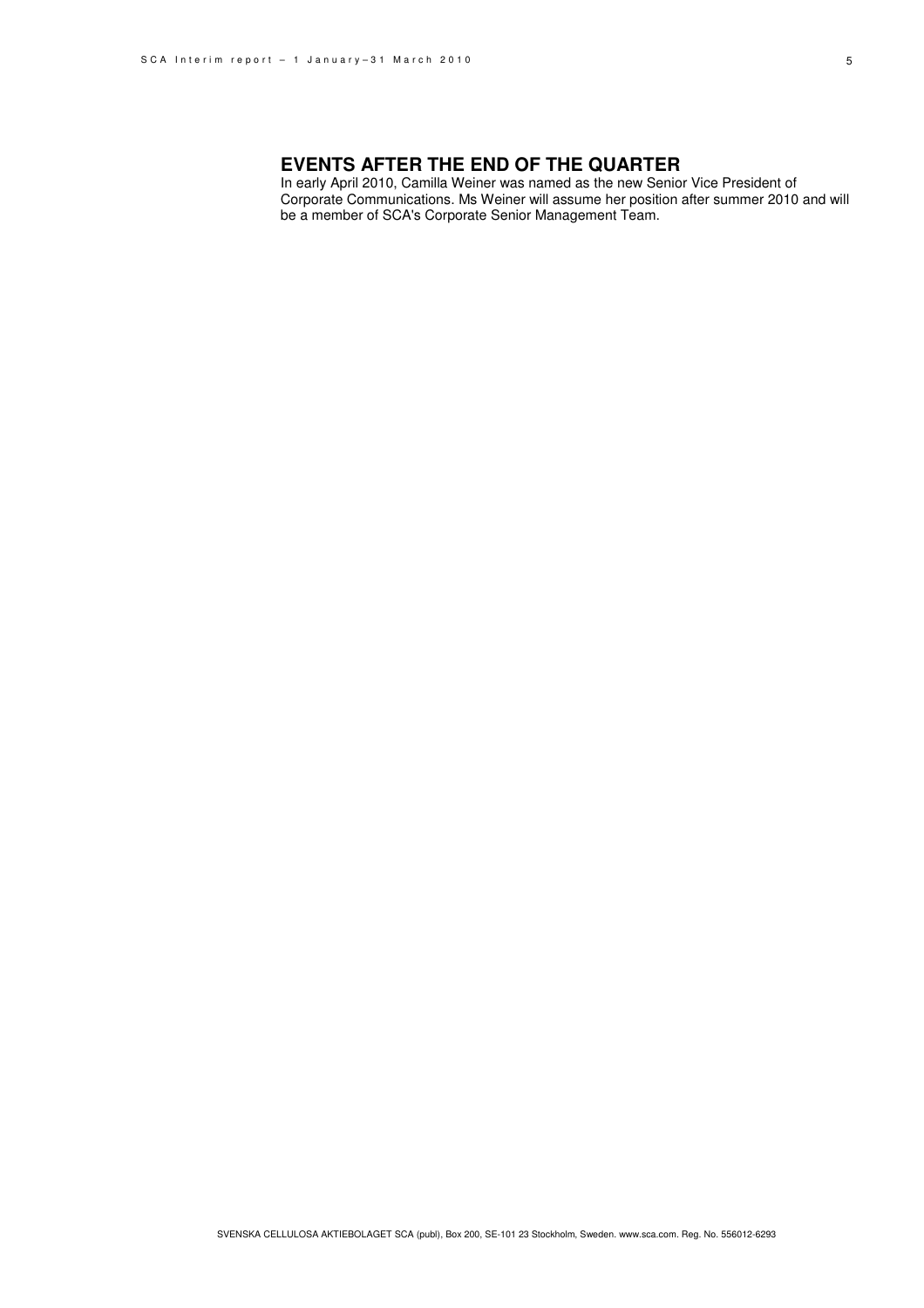## EVENTS AFTER THE END OF THE QUARTER

In early April 2010, Camilla Weiner was named as the new Senior Vice President of Corporate Communications. Ms Weiner will assume her position after summer 2010 and will be a member of SCA's Corporate Senior Management Team.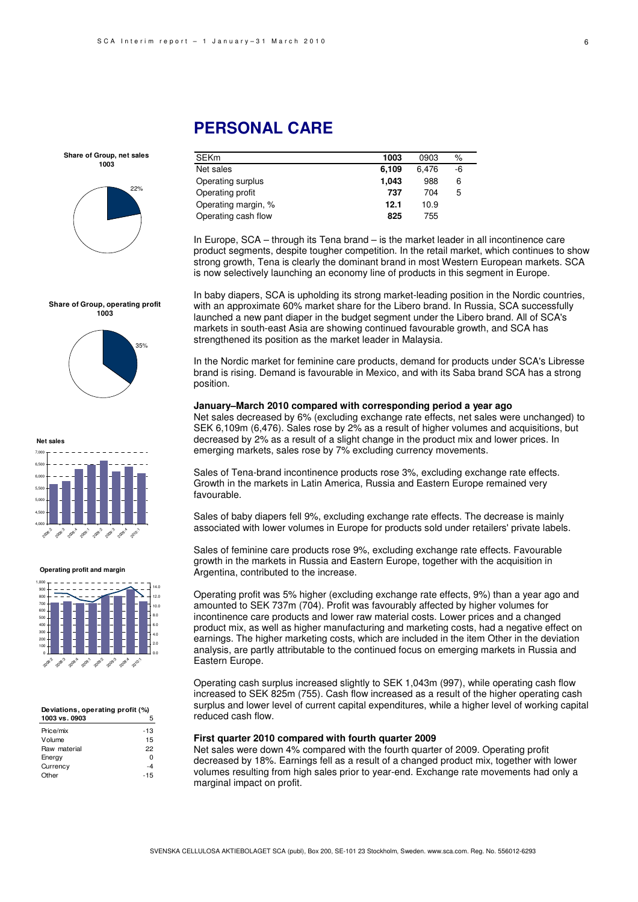# PERSONAL CARE

| SEKm | 1003 | 0903 | % |
|---|---|---|---|
| Net sales | **6,109** | 6,476 | -6 |
| Operating surplus | **1,043** | 988 | 6 |
| Operating profit | **737** | 704 | 5 |
| Operating margin, % | **12.1** | 10.9 | |
| Operating cash flow | **825** | 755 | |

**Share of Group, net sales 1003**

22%

**Share of Group, operating profit 1003**

35%

**Net sales**

**Operating profit and margin**

In Europe, SCA – through its Tena brand – is the market leader in all incontinence care product segments, despite tougher competition. In the retail market, which continues to show strong growth, Tena is clearly the dominant brand in most Western European markets. SCA is now selectively launching an economy line of products in this segment in Europe.

In baby diapers, SCA is upholding its strong market-leading position in the Nordic countries, with an approximate 60% market share for the Libero brand. In Russia, SCA successfully launched a new pant diaper in the budget segment under the Libero brand. All of SCA's markets in south-east Asia are showing continued favourable growth, and SCA has strengthened its position as the market leader in Malaysia.

In the Nordic market for feminine care products, demand for products under SCA's Libresse brand is rising. Demand is favourable in Mexico, and with its Saba brand SCA has a strong position.

**January–March 2010 compared with corresponding period a year ago**

Net sales decreased by 6% (excluding exchange rate effects, net sales were unchanged) to SEK 6,109m (6,476). Sales rose by 2% as a result of higher volumes and acquisitions, but decreased by 2% as a result of a slight change in the product mix and lower prices. In emerging markets, sales rose by 7% excluding currency movements.

Sales of Tena-brand incontinence products rose 3%, excluding exchange rate effects. Growth in the markets in Latin America, Russia and Eastern Europe remained very favourable.

Sales of baby diapers fell 9%, excluding exchange rate effects. The decrease is mainly associated with lower volumes in Europe for products sold under retailers' private labels.

Sales of feminine care products rose 9%, excluding exchange rate effects. Favourable growth in the markets in Russia and Eastern Europe, together with the acquisition in Argentina, contributed to the increase.

Operating profit was 5% higher (excluding exchange rate effects, 9%) than a year ago and amounted to SEK 737m (704). Profit was favourably affected by higher volumes for incontinence care products and lower raw material costs. Lower prices and a changed product mix, as well as higher manufacturing and marketing costs, had a negative effect on earnings. The higher marketing costs, which are included in the item Other in the deviation analysis, are partly attributable to the continued focus on emerging markets in Russia and Eastern Europe.

Operating cash surplus increased slightly to SEK 1,043m (997), while operating cash flow increased to SEK 825m (755). Cash flow increased as a result of the higher operating cash surplus and lower level of current capital expenditures, while a higher level of working capital reduced cash flow.

**First quarter 2010 compared with fourth quarter 2009**

Net sales were down 4% compared with the fourth quarter of 2009. Operating profit decreased by 18%. Earnings fell as a result of a changed product mix, together with lower volumes resulting from high sales prior to year-end. Exchange rate movements had only a marginal impact on profit.

**Deviations, operating profit (%)**

| 1003 vs. 0903 | 5 |
|---|---|
| Price/mix | -13 |
| Volume | 15 |
| Raw material | 22 |
| Energy | 0 |
| Currency | -4 |
| Other | -15 |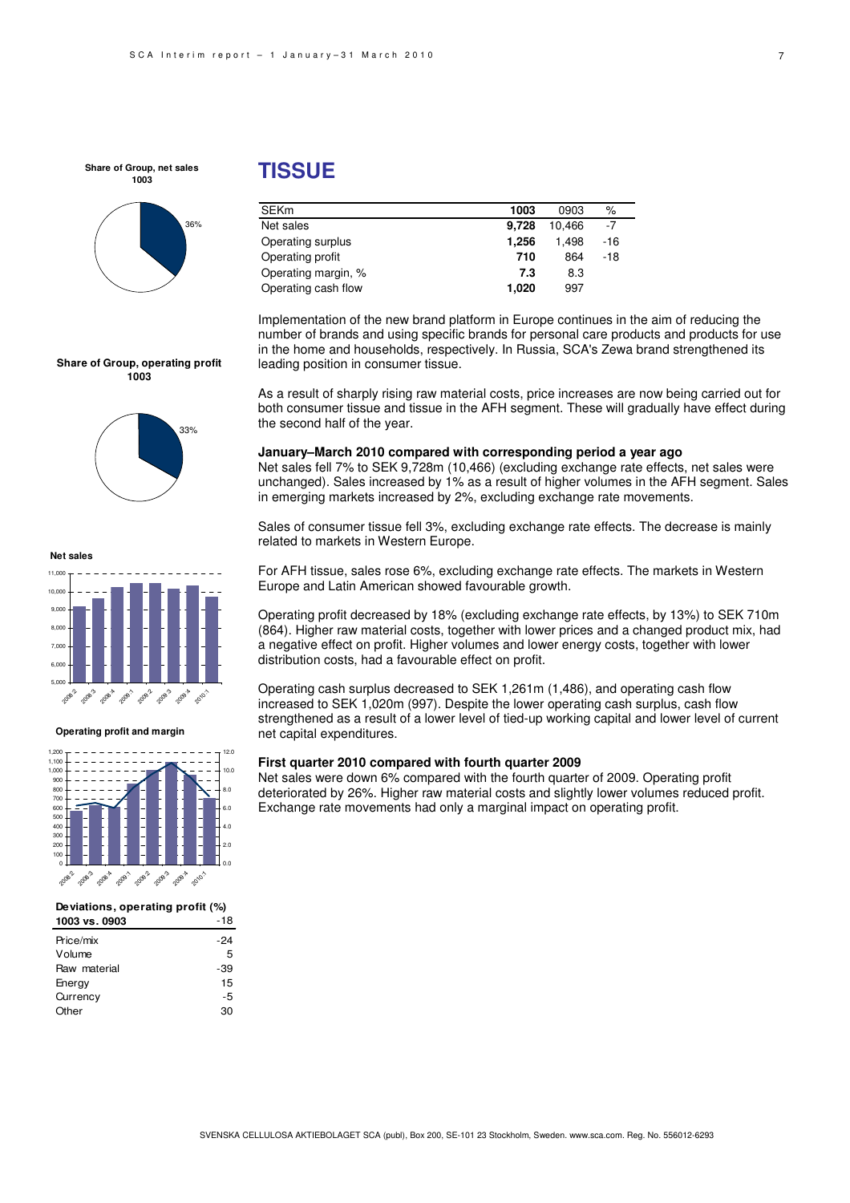## TISSUE

| SEKm | 1003 | 0903 | % |
|---|---|---|---|
| Net sales | **9,728** | 10,466 | -7 |
| Operating surplus | **1,256** | 1,498 | -16 |
| Operating profit | **710** | 864 | -18 |
| Operating margin, % | **7.3** | 8.3 | |
| Operating cash flow | **1,020** | 997 | |

Implementation of the new brand platform in Europe continues in the aim of reducing the number of brands and using specific brands for personal care products and products for use in the home and households, respectively. In Russia, SCA's Zewa brand strengthened its leading position in consumer tissue.

As a result of sharply rising raw material costs, price increases are now being carried out for both consumer tissue and tissue in the AFH segment. These will gradually have effect during the second half of the year.

**January–March 2010 compared with corresponding period a year ago**

Net sales fell 7% to SEK 9,728m (10,466) (excluding exchange rate effects, net sales were unchanged). Sales increased by 1% as a result of higher volumes in the AFH segment. Sales in emerging markets increased by 2%, excluding exchange rate movements.

Sales of consumer tissue fell 3%, excluding exchange rate effects. The decrease is mainly related to markets in Western Europe.

For AFH tissue, sales rose 6%, excluding exchange rate effects. The markets in Western Europe and Latin American showed favourable growth.

Operating profit decreased by 18% (excluding exchange rate effects, by 13%) to SEK 710m (864). Higher raw material costs, together with lower prices and a changed product mix, had a negative effect on profit. Higher volumes and lower energy costs, together with lower distribution costs, had a favourable effect on profit.

Operating cash surplus decreased to SEK 1,261m (1,486), and operating cash flow increased to SEK 1,020m (997). Despite the lower operating cash surplus, cash flow strengthened as a result of a lower level of tied-up working capital and lower level of current net capital expenditures.

**First quarter 2010 compared with fourth quarter 2009**

Net sales were down 6% compared with the fourth quarter of 2009. Operating profit deteriorated by 26%. Higher raw material costs and slightly lower volumes reduced profit. Exchange rate movements had only a marginal impact on operating profit.

**Share of Group, net sales 1003**

36%

**Share of Group, operating profit 1003**

33%

**Net sales**

**Operating profit and margin**

**Deviations, operating profit (%)**

| 1003 vs. 0903 | -18 |
|---|---|
| Price/mix | -24 |
| Volume | 5 |
| Raw material | -39 |
| Energy | 15 |
| Currency | -5 |
| Other | 30 |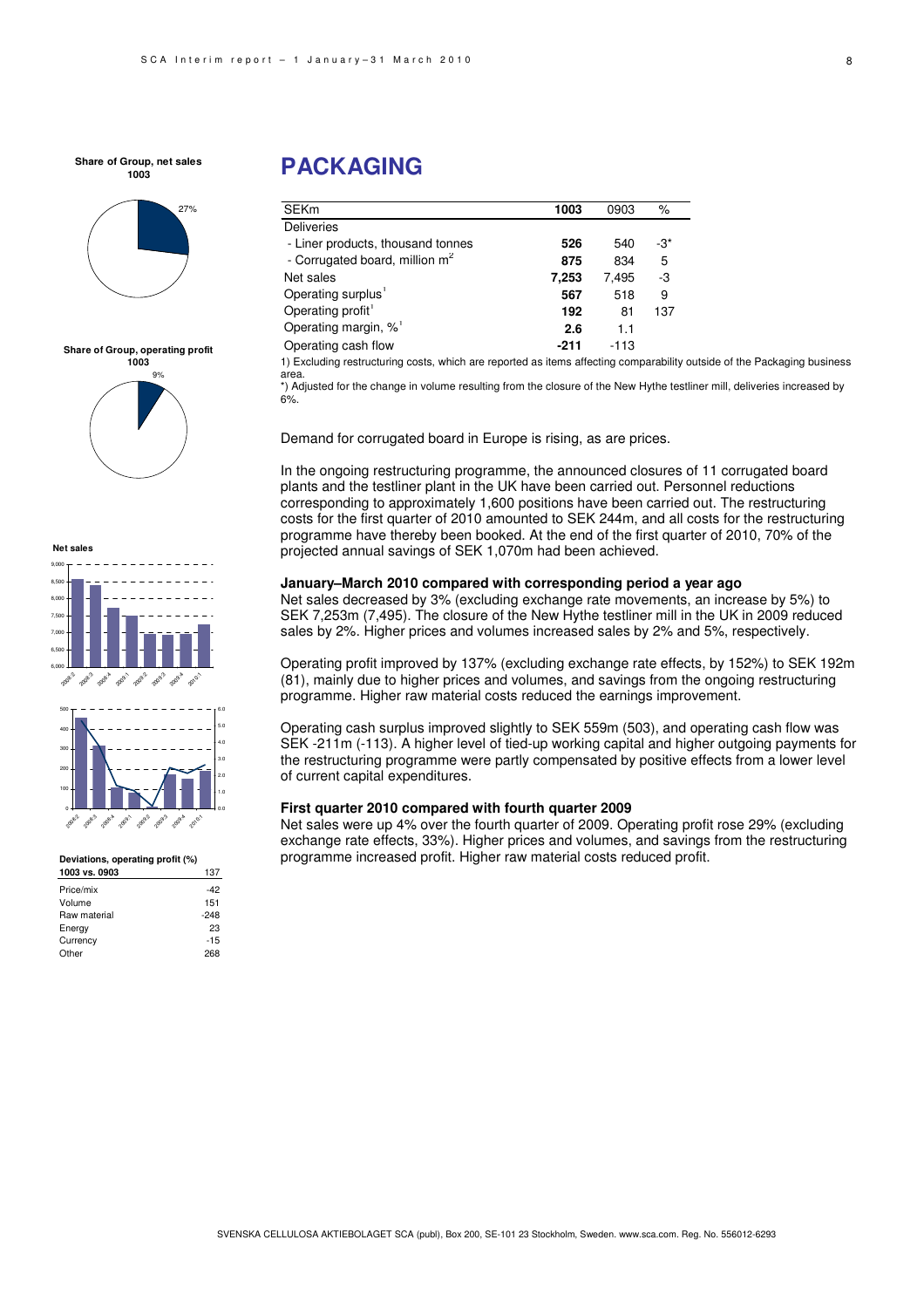**Share of Group, net sales 1003**

27%

**Share of Group, operating profit 1003**

9%

**Net sales**

**Deviations, operating profit (%)**

| 1003 vs. 0903 | 137 |
|---|---|
| Price/mix | -42 |
| Volume | 151 |
| Raw material | -248 |
| Energy | 23 |
| Currency | -15 |
| Other | 268 |

# PACKAGING

| SEKm | 1003 | 0903 | % |
|---|---|---|---|
| Deliveries | | | |
| - Liner products, thousand tonnes | **526** | 540 | -3* |
| - Corrugated board, million $m^2$ | **875** | 834 | 5 |
| Net sales | **7,253** | 7,495 | -3 |
| Operating surplus[1] | **567** | 518 | 9 |
| Operating profit[1] | **192** | 81 | 137 |
| Operating margin, %[1] | **2.6** | 1.1 | |
| Operating cash flow | **-211** | -113 | |

1) Excluding restructuring costs, which are reported as items affecting comparability outside of the Packaging business area.

*) Adjusted for the change in volume resulting from the closure of the New Hythe testliner mill, deliveries increased by 6%.

Demand for corrugated board in Europe is rising, as are prices.

In the ongoing restructuring programme, the announced closures of 11 corrugated board plants and the testliner plant in the UK have been carried out. Personnel reductions corresponding to approximately 1,600 positions have been carried out. The restructuring costs for the first quarter of 2010 amounted to SEK 244m, and all costs for the restructuring programme have thereby been booked. At the end of the first quarter of 2010, 70% of the projected annual savings of SEK 1,070m had been achieved.

### January–March 2010 compared with corresponding period a year ago

Net sales decreased by 3% (excluding exchange rate movements, an increase by 5%) to SEK 7,253m (7,495). The closure of the New Hythe testliner mill in the UK in 2009 reduced sales by 2%. Higher prices and volumes increased sales by 2% and 5%, respectively.

Operating profit improved by 137% (excluding exchange rate effects, by 152%) to SEK 192m (81), mainly due to higher prices and volumes, and savings from the ongoing restructuring programme. Higher raw material costs reduced the earnings improvement.

Operating cash surplus improved slightly to SEK 559m (503), and operating cash flow was SEK -211m (-113). A higher level of tied-up working capital and higher outgoing payments for the restructuring programme were partly compensated by positive effects from a lower level of current capital expenditures.

### First quarter 2010 compared with fourth quarter 2009

Net sales were up 4% over the fourth quarter of 2009. Operating profit rose 29% (excluding exchange rate effects, 33%). Higher prices and volumes, and savings from the restructuring programme increased profit. Higher raw material costs reduced profit.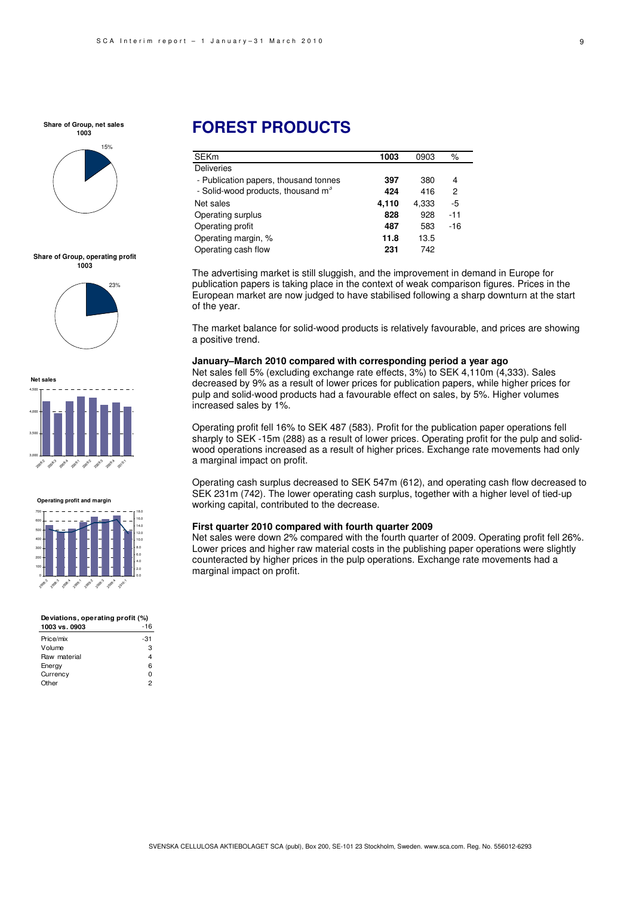## FOREST PRODUCTS

| SEKm | 1003 | 0903 | % |
|---|---|---|---|
| Deliveries | | | |
| - Publication papers, thousand tonnes | **397** | 380 | 4 |
| - Solid-wood products, thousand m³ | **424** | 416 | 2 |
| Net sales | **4,110** | 4,333 | -5 |
| Operating surplus | **828** | 928 | -11 |
| Operating profit | **487** | 583 | -16 |
| Operating margin, % | **11.8** | 13.5 | |
| Operating cash flow | **231** | 742 | |

The advertising market is still sluggish, and the improvement in demand in Europe for publication papers is taking place in the context of weak comparison figures. Prices in the European market are now judged to have stabilised following a sharp downturn at the start of the year.

The market balance for solid-wood products is relatively favourable, and prices are showing a positive trend.

**January–March 2010 compared with corresponding period a year ago**

Net sales fell 5% (excluding exchange rate effects, 3%) to SEK 4,110m (4,333). Sales decreased by 9% as a result of lower prices for publication papers, while higher prices for pulp and solid-wood products had a favourable effect on sales, by 5%. Higher volumes increased sales by 1%.

Operating profit fell 16% to SEK 487 (583). Profit for the publication paper operations fell sharply to SEK -15m (288) as a result of lower prices. Operating profit for the pulp and solid-wood operations increased as a result of higher prices. Exchange rate movements had only a marginal impact on profit.

Operating cash surplus decreased to SEK 547m (612), and operating cash flow decreased to SEK 231m (742). The lower operating cash surplus, together with a higher level of tied-up working capital, contributed to the decrease.

**First quarter 2010 compared with fourth quarter 2009**

Net sales were down 2% compared with the fourth quarter of 2009. Operating profit fell 26%. Lower prices and higher raw material costs in the publishing paper operations were slightly counteracted by higher prices in the pulp operations. Exchange rate movements had a marginal impact on profit.

**Share of Group, net sales 1003**

15%

**Share of Group, operating profit 1003**

23%

**Net sales**

**Operating profit and margin**

**Deviations, operating profit (%)**

| 1003 vs. 0903 | -16 |
|---|---|
| Price/mix | -31 |
| Volume | 3 |
| Raw material | 4 |
| Energy | 6 |
| Currency | 0 |
| Other | 2 |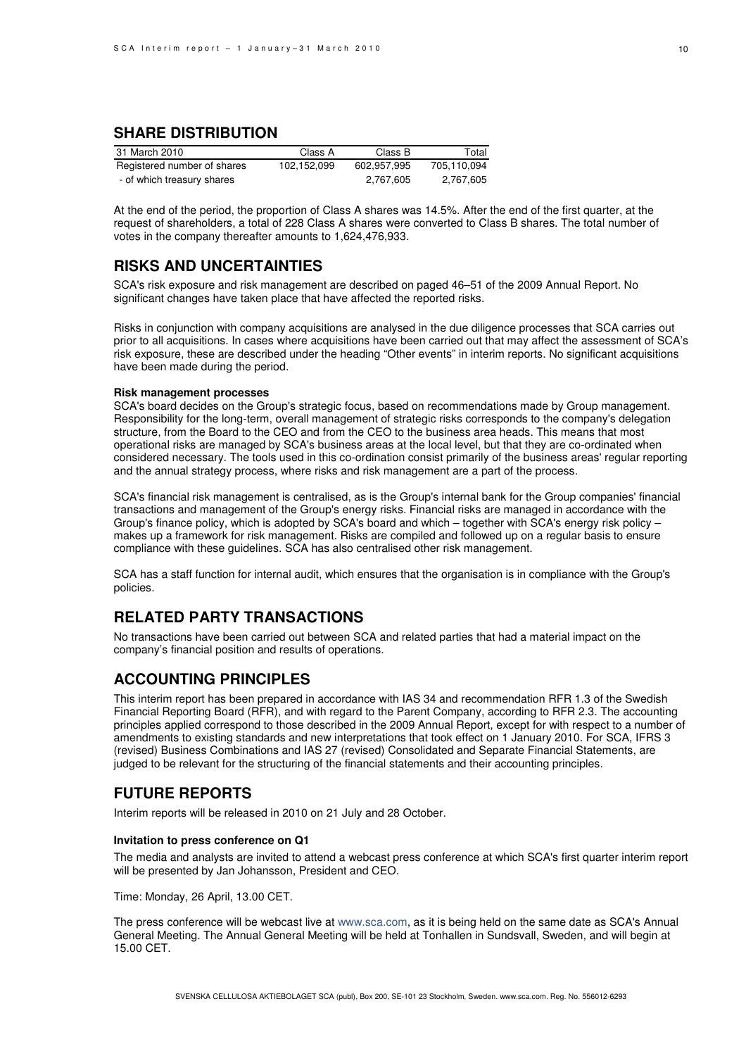## SHARE DISTRIBUTION

| 31 March 2010 | Class A | Class B | Total |
|---|---|---|---|
| Registered number of shares | 102,152,099 | 602,957,995 | 705,110,094 |
| - of which treasury shares | | 2,767,605 | 2,767,605 |

At the end of the period, the proportion of Class A shares was 14.5%. After the end of the first quarter, at the request of shareholders, a total of 228 Class A shares were converted to Class B shares. The total number of votes in the company thereafter amounts to 1,624,476,933.

## RISKS AND UNCERTAINTIES

SCA's risk exposure and risk management are described on paged 46–51 of the 2009 Annual Report. No significant changes have taken place that have affected the reported risks.

Risks in conjunction with company acquisitions are analysed in the due diligence processes that SCA carries out prior to all acquisitions. In cases where acquisitions have been carried out that may affect the assessment of SCA's risk exposure, these are described under the heading "Other events" in interim reports. No significant acquisitions have been made during the period.

**Risk management processes**

SCA's board decides on the Group's strategic focus, based on recommendations made by Group management. Responsibility for the long-term, overall management of strategic risks corresponds to the company's delegation structure, from the Board to the CEO and from the CEO to the business area heads. This means that most operational risks are managed by SCA's business areas at the local level, but that they are co-ordinated when considered necessary. The tools used in this co-ordination consist primarily of the business areas' regular reporting and the annual strategy process, where risks and risk management are a part of the process.

SCA's financial risk management is centralised, as is the Group's internal bank for the Group companies' financial transactions and management of the Group's energy risks. Financial risks are managed in accordance with the Group's finance policy, which is adopted by SCA's board and which – together with SCA's energy risk policy – makes up a framework for risk management. Risks are compiled and followed up on a regular basis to ensure compliance with these guidelines. SCA has also centralised other risk management.

SCA has a staff function for internal audit, which ensures that the organisation is in compliance with the Group's policies.

## RELATED PARTY TRANSACTIONS

No transactions have been carried out between SCA and related parties that had a material impact on the company's financial position and results of operations.

## ACCOUNTING PRINCIPLES

This interim report has been prepared in accordance with IAS 34 and recommendation RFR 1.3 of the Swedish Financial Reporting Board (RFR), and with regard to the Parent Company, according to RFR 2.3. The accounting principles applied correspond to those described in the 2009 Annual Report, except for with respect to a number of amendments to existing standards and new interpretations that took effect on 1 January 2010. For SCA, IFRS 3 (revised) Business Combinations and IAS 27 (revised) Consolidated and Separate Financial Statements, are judged to be relevant for the structuring of the financial statements and their accounting principles.

## FUTURE REPORTS

Interim reports will be released in 2010 on 21 July and 28 October.

**Invitation to press conference on Q1**

The media and analysts are invited to attend a webcast press conference at which SCA's first quarter interim report will be presented by Jan Johansson, President and CEO.

Time: Monday, 26 April, 13.00 CET.

The press conference will be webcast live at www.sca.com, as it is being held on the same date as SCA's Annual General Meeting. The Annual General Meeting will be held at Tonhallen in Sundsvall, Sweden, and will begin at 15.00 CET.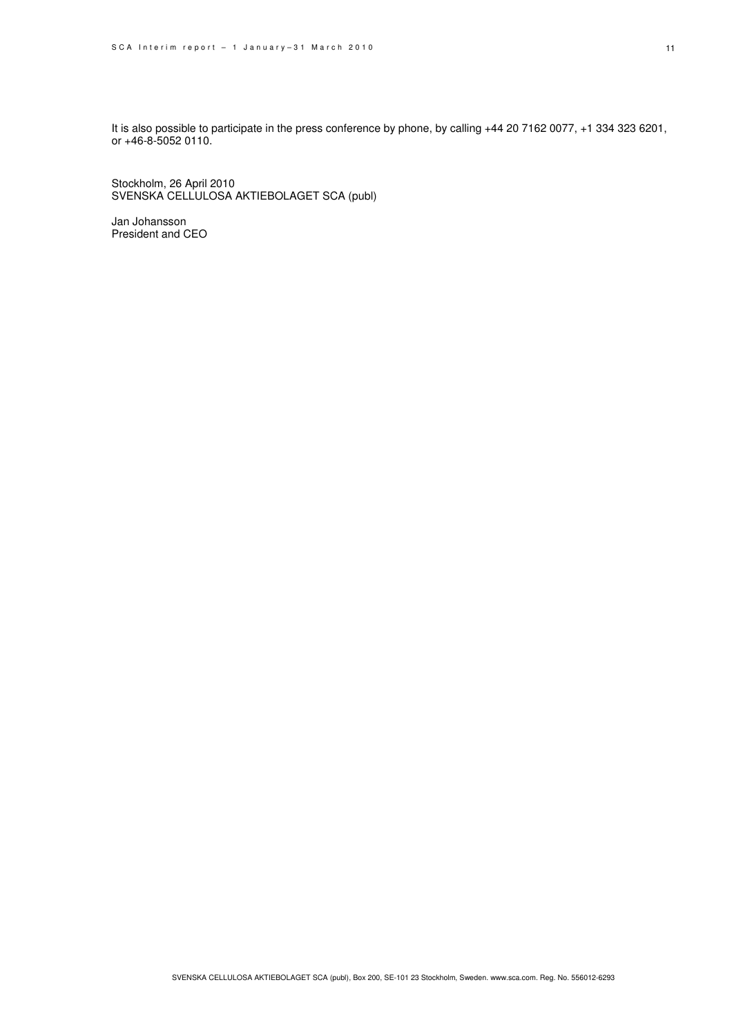It is also possible to participate in the press conference by phone, by calling +44 20 7162 0077, +1 334 323 6201, or +46-8-5052 0110.

Stockholm, 26 April 2010
SVENSKA CELLULOSA AKTIEBOLAGET SCA (publ)

Jan Johansson
President and CEO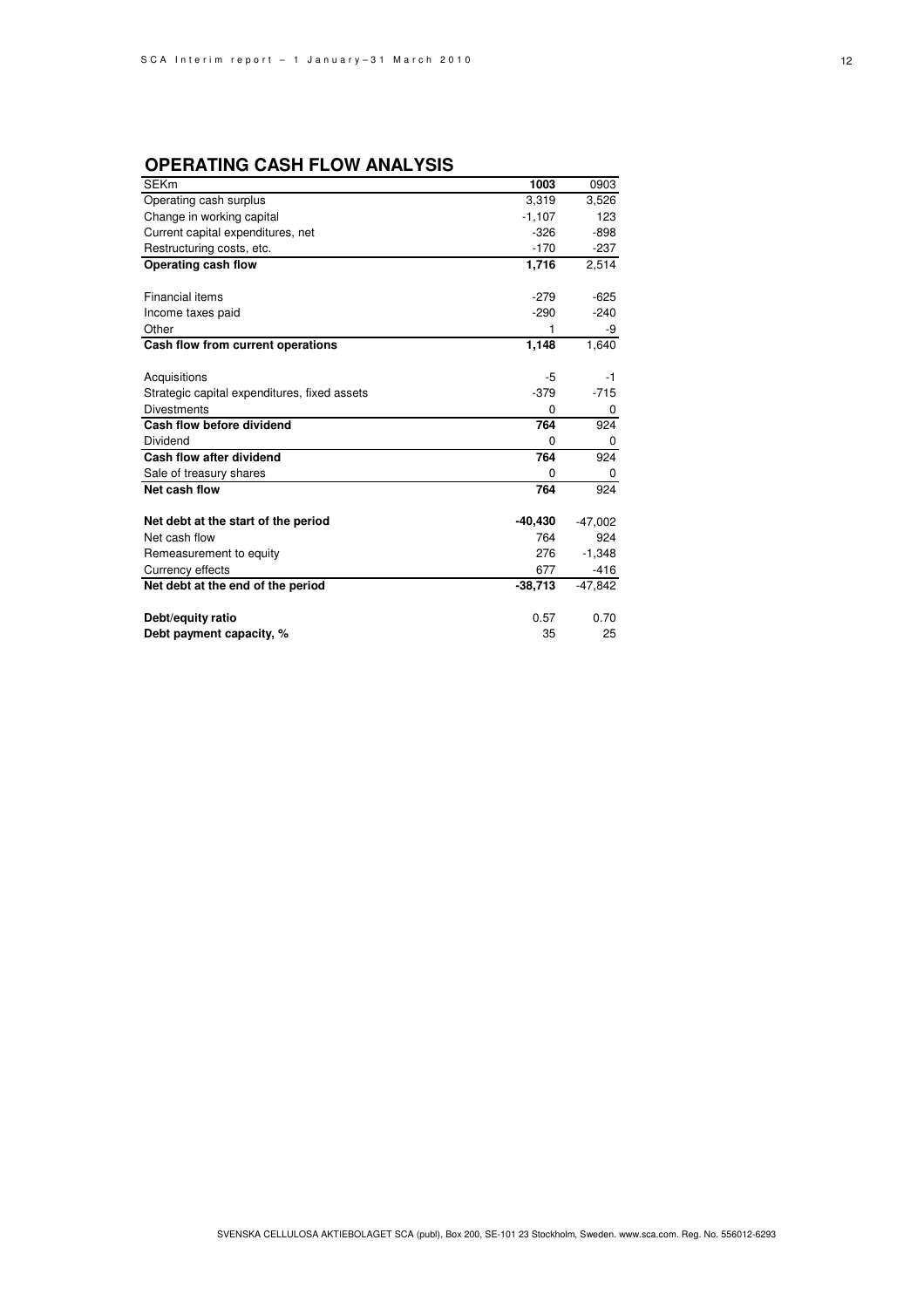## OPERATING CASH FLOW ANALYSIS

| SEKm | 1003 | 0903 |
|---|---|---|
| Operating cash surplus | 3,319 | 3,526 |
| Change in working capital | -1,107 | 123 |
| Current capital expenditures, net | -326 | -898 |
| Restructuring costs, etc. | -170 | -237 |
| **Operating cash flow** | **1,716** | 2,514 |
| | | |
| Financial items | -279 | -625 |
| Income taxes paid | -290 | -240 |
| Other | 1 | -9 |
| **Cash flow from current operations** | **1,148** | 1,640 |
| | | |
| Acquisitions | -5 | -1 |
| Strategic capital expenditures, fixed assets | -379 | -715 |
| Divestments | 0 | 0 |
| **Cash flow before dividend** | **764** | 924 |
| Dividend | 0 | 0 |
| **Cash flow after dividend** | **764** | 924 |
| Sale of treasury shares | 0 | 0 |
| **Net cash flow** | **764** | 924 |
| | | |
| **Net debt at the start of the period** | **-40,430** | -47,002 |
| Net cash flow | 764 | 924 |
| Remeasurement to equity | 276 | -1,348 |
| Currency effects | 677 | -416 |
| **Net debt at the end of the period** | **-38,713** | -47,842 |
| | | |
| **Debt/equity ratio** | 0.57 | 0.70 |
| **Debt payment capacity, %** | 35 | 25 |

SVENSKA CELLULOSA AKTIEBOLAGET SCA (publ), Box 200, SE-101 23 Stockholm, Sweden. www.sca.com. Reg. No. 556012-6293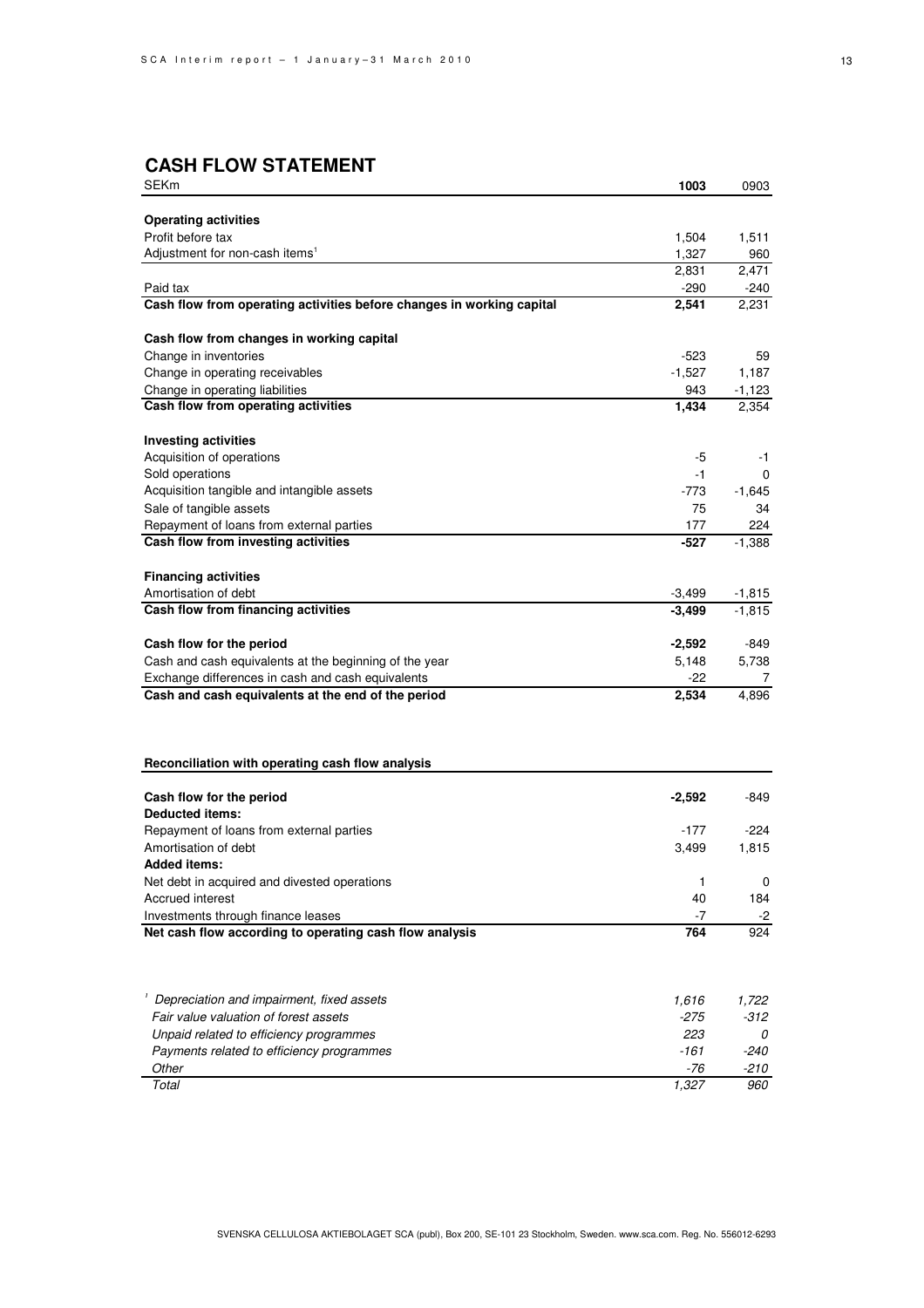## CASH FLOW STATEMENT

| SEKm | **1003** | 0903 |
|---|---|---|
| **Operating activities** | | |
| Profit before tax | 1,504 | 1,511 |
| Adjustment for non-cash items[1] | 1,327 | 960 |
| | 2,831 | 2,471 |
| Paid tax | -290 | -240 |
| **Cash flow from operating activities before changes in working capital** | **2,541** | 2,231 |
| | | |
| **Cash flow from changes in working capital** | | |
| Change in inventories | -523 | 59 |
| Change in operating receivables | -1,527 | 1,187 |
| Change in operating liabilities | 943 | -1,123 |
| **Cash flow from operating activities** | **1,434** | 2,354 |
| | | |
| **Investing activities** | | |
| Acquisition of operations | -5 | -1 |
| Sold operations | -1 | 0 |
| Acquisition tangible and intangible assets | -773 | -1,645 |
| Sale of tangible assets | 75 | 34 |
| Repayment of loans from external parties | 177 | 224 |
| **Cash flow from investing activities** | **-527** | -1,388 |
| | | |
| **Financing activities** | | |
| Amortisation of debt | -3,499 | -1,815 |
| **Cash flow from financing activities** | **-3,499** | -1,815 |
| | | |
| **Cash flow for the period** | **-2,592** | -849 |
| Cash and cash equivalents at the beginning of the year | 5,148 | 5,738 |
| Exchange differences in cash and cash equivalents | -22 | 7 |
| **Cash and cash equivalents at the end of the period** | **2,534** | 4,896 |

**Reconciliation with operating cash flow analysis**

| | | |
|---|---|---|
| **Cash flow for the period** | **-2,592** | -849 |
| **Deducted items:** | | |
| Repayment of loans from external parties | -177 | -224 |
| Amortisation of debt | 3,499 | 1,815 |
| **Added items:** | | |
| Net debt in acquired and divested operations | 1 | 0 |
| Accrued interest | 40 | 184 |
| Investments through finance leases | -7 | -2 |
| **Net cash flow according to operating cash flow analysis** | **764** | 924 |

| | | |
|---|---|---|
| *[1] Depreciation and impairment, fixed assets* | *1,616* | *1,722* |
| *Fair value valuation of forest assets* | *-275* | *-312* |
| *Unpaid related to efficiency programmes* | *223* | *0* |
| *Payments related to efficiency programmes* | *-161* | *-240* |
| *Other* | *-76* | *-210* |
| *Total* | *1,327* | *960* |

SVENSKA CELLULOSA AKTIEBOLAGET SCA (publ), Box 200, SE-101 23 Stockholm, Sweden. www.sca.com. Reg. No. 556012-6293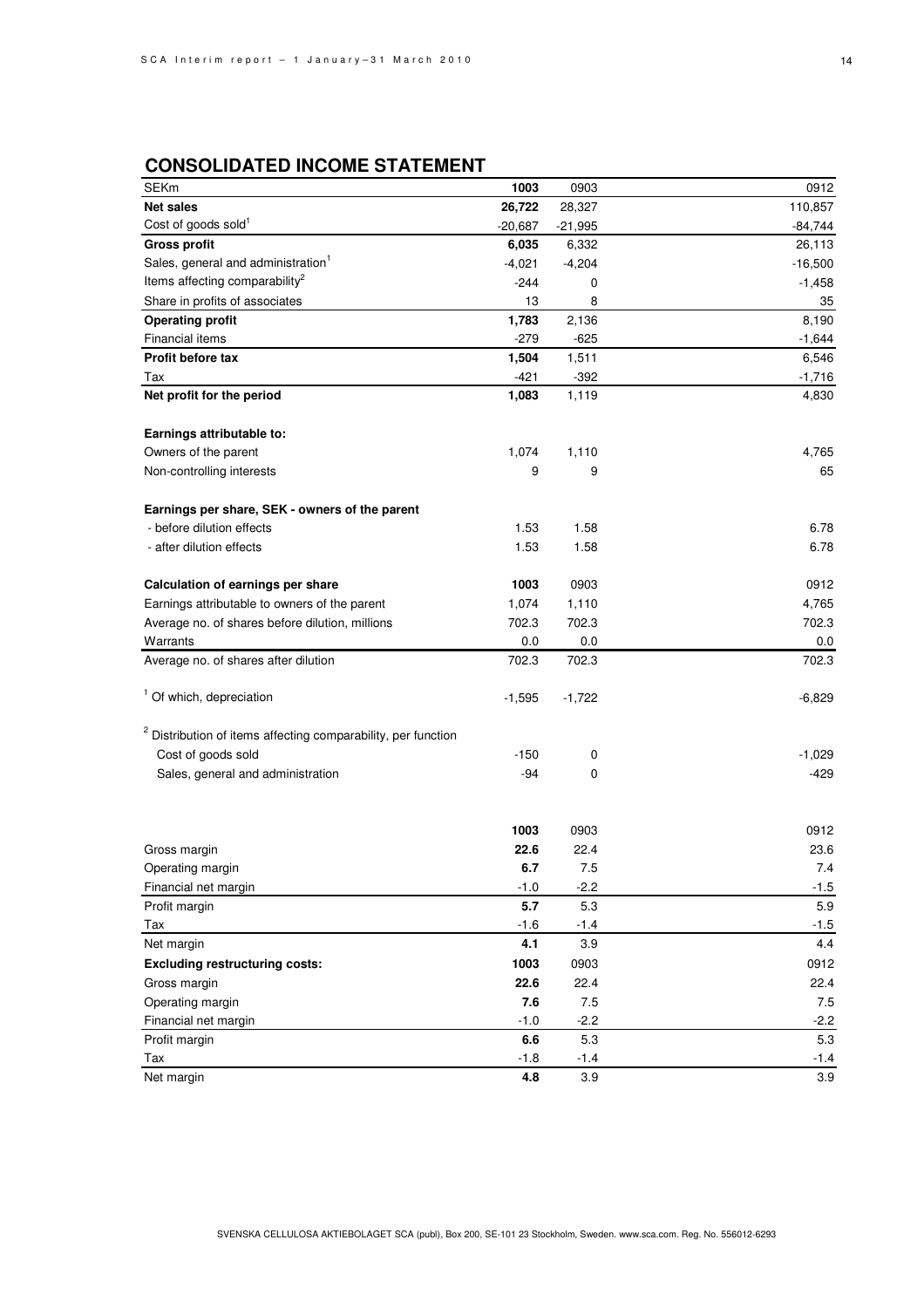## CONSOLIDATED INCOME STATEMENT

| SEKm | 1003 | 0903 | 0912 |
|---|---|---|---|
| **Net sales** | **26,722** | 28,327 | 110,857 |
| Cost of goods sold[1] | -20,687 | -21,995 | -84,744 |
| **Gross profit** | **6,035** | 6,332 | 26,113 |
| Sales, general and administration[1] | -4,021 | -4,204 | -16,500 |
| Items affecting comparability[2] | -244 | 0 | -1,458 |
| Share in profits of associates | 13 | 8 | 35 |
| **Operating profit** | **1,783** | 2,136 | 8,190 |
| Financial items | -279 | -625 | -1,644 |
| **Profit before tax** | **1,504** | 1,511 | 6,546 |
| Tax | -421 | -392 | -1,716 |
| **Net profit for the period** | **1,083** | 1,119 | 4,830 |
| | | | |
| **Earnings attributable to:** | | | |
| Owners of the parent | 1,074 | 1,110 | 4,765 |
| Non-controlling interests | 9 | 9 | 65 |
| | | | |
| **Earnings per share, SEK - owners of the parent** | | | |
| - before dilution effects | 1.53 | 1.58 | 6.78 |
| - after dilution effects | 1.53 | 1.58 | 6.78 |
| | | | |
| **Calculation of earnings per share** | **1003** | 0903 | 0912 |
| Earnings attributable to owners of the parent | 1,074 | 1,110 | 4,765 |
| Average no. of shares before dilution, millions | 702.3 | 702.3 | 702.3 |
| Warrants | 0.0 | 0.0 | 0.0 |
| Average no. of shares after dilution | 702.3 | 702.3 | 702.3 |
| | | | |
| [1] Of which, depreciation | -1,595 | -1,722 | -6,829 |
| | | | |
| [2] Distribution of items affecting comparability, per function | | | |
| Cost of goods sold | -150 | 0 | -1,029 |
| Sales, general and administration | -94 | 0 | -429 |

| | 1003 | 0903 | 0912 |
|---|---|---|---|
| Gross margin | **22.6** | 22.4 | 23.6 |
| Operating margin | **6.7** | 7.5 | 7.4 |
| Financial net margin | -1.0 | -2.2 | -1.5 |
| Profit margin | **5.7** | 5.3 | 5.9 |
| Tax | -1.6 | -1.4 | -1.5 |
| Net margin | **4.1** | 3.9 | 4.4 |
| **Excluding restructuring costs:** | **1003** | 0903 | 0912 |
| Gross margin | **22.6** | 22.4 | 22.4 |
| Operating margin | **7.6** | 7.5 | 7.5 |
| Financial net margin | -1.0 | -2.2 | -2.2 |
| Profit margin | **6.6** | 5.3 | 5.3 |
| Tax | -1.8 | -1.4 | -1.4 |
| Net margin | **4.8** | 3.9 | 3.9 |

SVENSKA CELLULOSA AKTIEBOLAGET SCA (publ), Box 200, SE-101 23 Stockholm, Sweden. www.sca.com. Reg. No. 556012-6293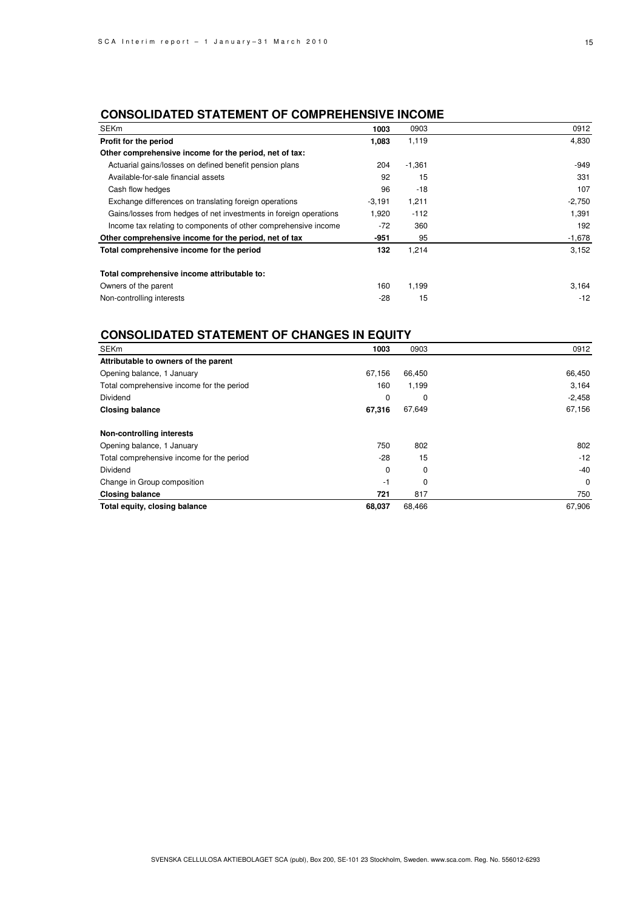## CONSOLIDATED STATEMENT OF COMPREHENSIVE INCOME

| SEKm | **1003** | 0903 | 0912 |
|---|---|---|---|
| **Profit for the period** | **1,083** | 1,119 | 4,830 |
| **Other comprehensive income for the period, net of tax:** | | | |
| Actuarial gains/losses on defined benefit pension plans | 204 | -1,361 | -949 |
| Available-for-sale financial assets | 92 | 15 | 331 |
| Cash flow hedges | 96 | -18 | 107 |
| Exchange differences on translating foreign operations | -3,191 | 1,211 | -2,750 |
| Gains/losses from hedges of net investments in foreign operations | 1,920 | -112 | 1,391 |
| Income tax relating to components of other comprehensive income | -72 | 360 | 192 |
| **Other comprehensive income for the period, net of tax** | **-951** | 95 | -1,678 |
| **Total comprehensive income for the period** | **132** | 1,214 | 3,152 |
| | | | |
| **Total comprehensive income attributable to:** | | | |
| Owners of the parent | 160 | 1,199 | 3,164 |
| Non-controlling interests | -28 | 15 | -12 |

## CONSOLIDATED STATEMENT OF CHANGES IN EQUITY

| SEKm | **1003** | 0903 | 0912 |
|---|---|---|---|
| **Attributable to owners of the parent** | | | |
| Opening balance, 1 January | 67,156 | 66,450 | 66,450 |
| Total comprehensive income for the period | 160 | 1,199 | 3,164 |
| Dividend | 0 | 0 | -2,458 |
| **Closing balance** | **67,316** | 67,649 | 67,156 |
| | | | |
| **Non-controlling interests** | | | |
| Opening balance, 1 January | 750 | 802 | 802 |
| Total comprehensive income for the period | -28 | 15 | -12 |
| Dividend | 0 | 0 | -40 |
| Change in Group composition | -1 | 0 | 0 |
| **Closing balance** | **721** | 817 | 750 |
| **Total equity, closing balance** | **68,037** | 68,466 | 67,906 |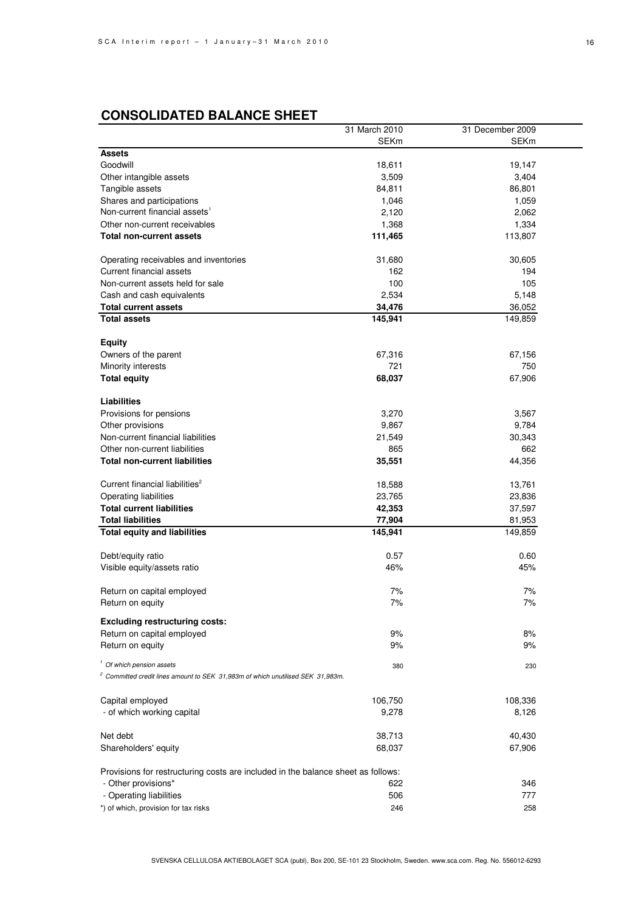## CONSOLIDATED BALANCE SHEET

| | 31 March 2010 | 31 December 2009 |
|---|---|---|
| | SEKm | SEKm |
| **Assets** | | |
| Goodwill | 18,611 | 19,147 |
| Other intangible assets | 3,509 | 3,404 |
| Tangible assets | 84,811 | 86,801 |
| Shares and participations | 1,046 | 1,059 |
| Non-current financial assets[1] | 2,120 | 2,062 |
| Other non-current receivables | 1,368 | 1,334 |
| **Total non-current assets** | **111,465** | 113,807 |
| | | |
| Operating receivables and inventories | 31,680 | 30,605 |
| Current financial assets | 162 | 194 |
| Non-current assets held for sale | 100 | 105 |
| Cash and cash equivalents | 2,534 | 5,148 |
| **Total current assets** | **34,476** | 36,052 |
| **Total assets** | **145,941** | 149,859 |
| | | |
| **Equity** | | |
| Owners of the parent | 67,316 | 67,156 |
| Minority interests | 721 | 750 |
| **Total equity** | **68,037** | 67,906 |
| | | |
| **Liabilities** | | |
| Provisions for pensions | 3,270 | 3,567 |
| Other provisions | 9,867 | 9,784 |
| Non-current financial liabilities | 21,549 | 30,343 |
| Other non-current liabilities | 865 | 662 |
| **Total non-current liabilities** | **35,551** | 44,356 |
| | | |
| Current financial liabilities[2] | 18,588 | 13,761 |
| Operating liabilities | 23,765 | 23,836 |
| **Total current liabilities** | **42,353** | 37,597 |
| **Total liabilities** | **77,904** | 81,953 |
| **Total equity and liabilities** | **145,941** | 149,859 |
| | | |
| Debt/equity ratio | 0.57 | 0.60 |
| Visible equity/assets ratio | 46% | 45% |
| | | |
| Return on capital employed | 7% | 7% |
| Return on equity | 7% | 7% |
| | | |
| **Excluding restructuring costs:** | | |
| Return on capital employed | 9% | 8% |
| Return on equity | 9% | 9% |
| | | |
| [1] *Of which pension assets* | 380 | 230 |

[2] *Committed credit lines amount to SEK 31,983m of which unutilised SEK 31,983m.*

| | 31 March 2010 | 31 December 2009 |
|---|---|---|
| Capital employed | 106,750 | 108,336 |
| - of which working capital | 9,278 | 8,126 |
| | | |
| Net debt | 38,713 | 40,430 |
| Shareholders' equity | 68,037 | 67,906 |
| | | |
| Provisions for restructuring costs are included in the balance sheet as follows: | | |
| - Other provisions* | 622 | 346 |
| - Operating liabilities | 506 | 777 |
| *) of which, provision for tax risks | 246 | 258 |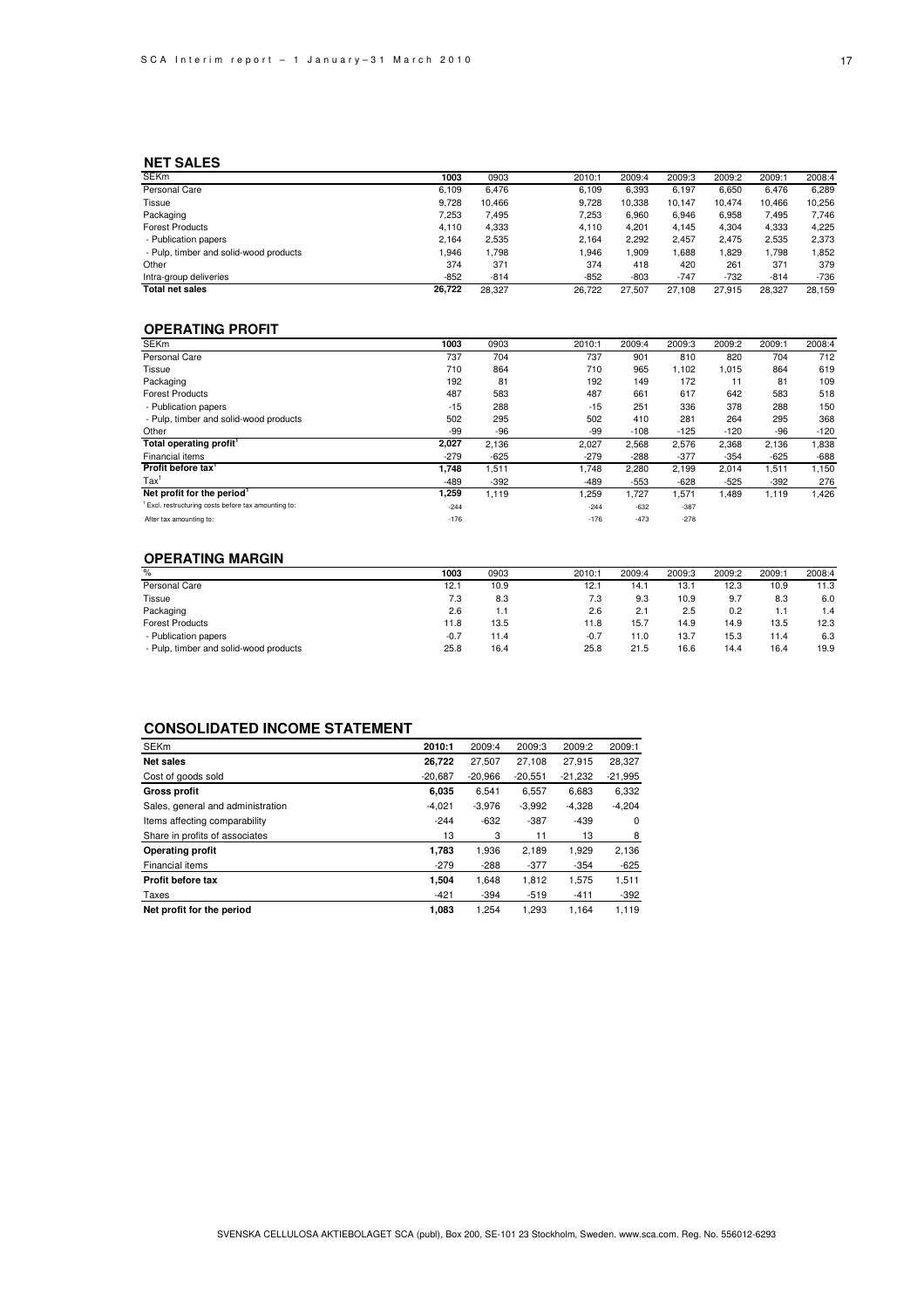## NET SALES

| SEKm | 1003 | 0903 | 2010:1 | 2009:4 | 2009:3 | 2009:2 | 2009:1 | 2008:4 |
|---|---|---|---|---|---|---|---|---|
| Personal Care | 6,109 | 6,476 | 6,109 | 6,393 | 6,197 | 6,650 | 6,476 | 6,289 |
| Tissue | 9,728 | 10,466 | 9,728 | 10,338 | 10,147 | 10,474 | 10,466 | 10,256 |
| Packaging | 7,253 | 7,495 | 7,253 | 6,960 | 6,946 | 6,958 | 7,495 | 7,746 |
| Forest Products | 4,110 | 4,333 | 4,110 | 4,201 | 4,145 | 4,304 | 4,333 | 4,225 |
| - Publication papers | 2,164 | 2,535 | 2,164 | 2,292 | 2,457 | 2,475 | 2,535 | 2,373 |
| - Pulp, timber and solid-wood products | 1,946 | 1,798 | 1,946 | 1,909 | 1,688 | 1,829 | 1,798 | 1,852 |
| Other | 374 | 371 | 374 | 418 | 420 | 261 | 371 | 379 |
| Intra-group deliveries | -852 | -814 | -852 | -803 | -747 | -732 | -814 | -736 |
| **Total net sales** | **26,722** | 28,327 | 26,722 | 27,507 | 27,108 | 27,915 | 28,327 | 28,159 |

## OPERATING PROFIT

| SEKm | 1003 | 0903 | 2010:1 | 2009:4 | 2009:3 | 2009:2 | 2009:1 | 2008:4 |
|---|---|---|---|---|---|---|---|---|
| Personal Care | 737 | 704 | 737 | 901 | 810 | 820 | 704 | 712 |
| Tissue | 710 | 864 | 710 | 965 | 1,102 | 1,015 | 864 | 619 |
| Packaging | 192 | 81 | 192 | 149 | 172 | 11 | 81 | 109 |
| Forest Products | 487 | 583 | 487 | 661 | 617 | 642 | 583 | 518 |
| - Publication papers | -15 | 288 | -15 | 251 | 336 | 378 | 288 | 150 |
| - Pulp, timber and solid-wood products | 502 | 295 | 502 | 410 | 281 | 264 | 295 | 368 |
| Other | -99 | -96 | -99 | -108 | -125 | -120 | -96 | -120 |
| **Total operating profit[1]** | **2,027** | 2,136 | 2,027 | 2,568 | 2,576 | 2,368 | 2,136 | 1,838 |
| Financial items | -279 | -625 | -279 | -288 | -377 | -354 | -625 | -688 |
| **Profit before tax[1]** | **1,748** | 1,511 | 1,748 | 2,280 | 2,199 | 2,014 | 1,511 | 1,150 |
| Tax[1] | -489 | -392 | -489 | -553 | -628 | -525 | -392 | 276 |
| **Net profit for the period[1]** | **1,259** | 1,119 | 1,259 | 1,727 | 1,571 | 1,489 | 1,119 | 1,426 |
| [1] Excl. restructuring costs before tax amounting to: | -244 | | -244 | -632 | -387 | | | |
| After tax amounting to: | -176 | | -176 | -473 | -278 | | | |

## OPERATING MARGIN

| % | 1003 | 0903 | 2010:1 | 2009:4 | 2009:3 | 2009:2 | 2009:1 | 2008:4 |
|---|---|---|---|---|---|---|---|---|
| Personal Care | 12.1 | 10.9 | 12.1 | 14.1 | 13.1 | 12.3 | 10.9 | 11.3 |
| Tissue | 7.3 | 8.3 | 7.3 | 9.3 | 10.9 | 9.7 | 8.3 | 6.0 |
| Packaging | 2.6 | 1.1 | 2.6 | 2.1 | 2.5 | 0.2 | 1.1 | 1.4 |
| Forest Products | 11.8 | 13.5 | 11.8 | 15.7 | 14.9 | 14.9 | 13.5 | 12.3 |
| - Publication papers | -0.7 | 11.4 | -0.7 | 11.0 | 13.7 | 15.3 | 11.4 | 6.3 |
| - Pulp, timber and solid-wood products | 25.8 | 16.4 | 25.8 | 21.5 | 16.6 | 14.4 | 16.4 | 19.9 |

## CONSOLIDATED INCOME STATEMENT

| SEKm | 2010:1 | 2009:4 | 2009:3 | 2009:2 | 2009:1 |
|---|---|---|---|---|---|
| **Net sales** | **26,722** | 27,507 | 27,108 | 27,915 | 28,327 |
| Cost of goods sold | -20,687 | -20,966 | -20,551 | -21,232 | -21,995 |
| **Gross profit** | **6,035** | 6,541 | 6,557 | 6,683 | 6,332 |
| Sales, general and administration | -4,021 | -3,976 | -3,992 | -4,328 | -4,204 |
| Items affecting comparability | -244 | -632 | -387 | -439 | 0 |
| Share in profits of associates | 13 | 3 | 11 | 13 | 8 |
| **Operating profit** | **1,783** | 1,936 | 2,189 | 1,929 | 2,136 |
| Financial items | -279 | -288 | -377 | -354 | -625 |
| **Profit before tax** | **1,504** | 1,648 | 1,812 | 1,575 | 1,511 |
| Taxes | -421 | -394 | -519 | -411 | -392 |
| **Net profit for the period** | **1,083** | 1,254 | 1,293 | 1,164 | 1,119 |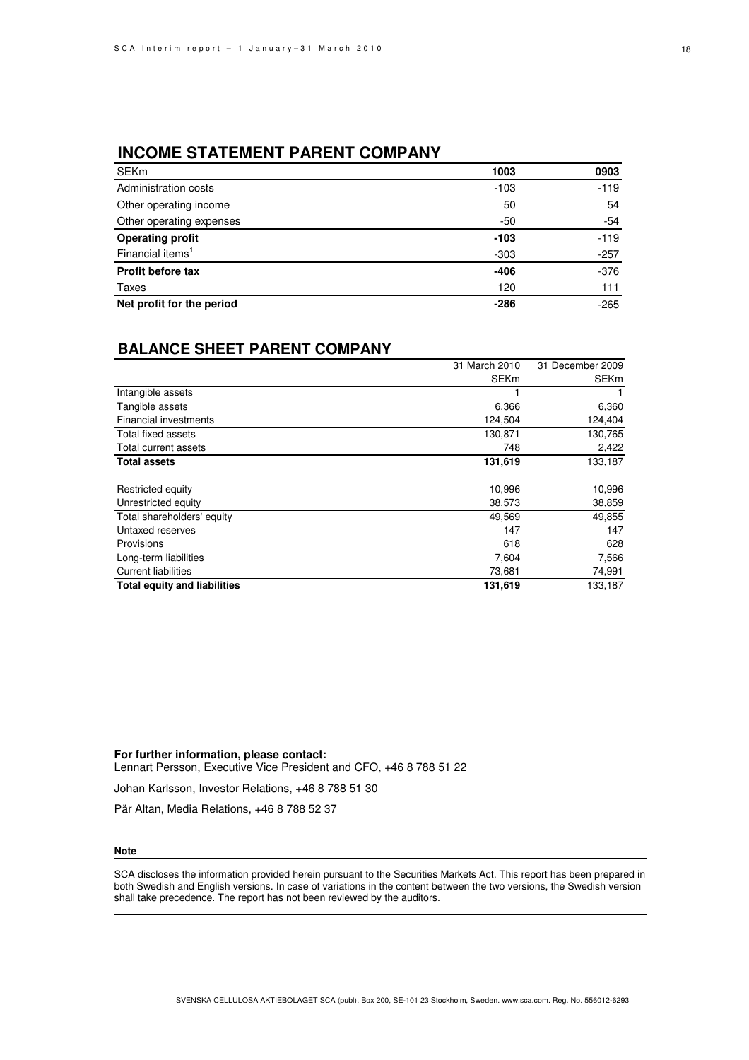## INCOME STATEMENT PARENT COMPANY

| SEKm | 1003 | 0903 |
|---|---|---|
| Administration costs | -103 | -119 |
| Other operating income | 50 | 54 |
| Other operating expenses | -50 | -54 |
| **Operating profit** | **-103** | -119 |
| Financial items[1] | -303 | -257 |
| **Profit before tax** | **-406** | -376 |
| Taxes | 120 | 111 |
| **Net profit for the period** | **-286** | -265 |

## BALANCE SHEET PARENT COMPANY

| | 31 March 2010 | 31 December 2009 |
|---|---|---|
| | SEKm | SEKm |
| Intangible assets | 1 | 1 |
| Tangible assets | 6,366 | 6,360 |
| Financial investments | 124,504 | 124,404 |
| Total fixed assets | 130,871 | 130,765 |
| Total current assets | 748 | 2,422 |
| **Total assets** | **131,619** | 133,187 |
| | | |
| Restricted equity | 10,996 | 10,996 |
| Unrestricted equity | 38,573 | 38,859 |
| Total shareholders' equity | 49,569 | 49,855 |
| Untaxed reserves | 147 | 147 |
| Provisions | 618 | 628 |
| Long-term liabilities | 7,604 | 7,566 |
| Current liabilities | 73,681 | 74,991 |
| **Total equity and liabilities** | **131,619** | 133,187 |

**For further information, please contact:**
Lennart Persson, Executive Vice President and CFO, +46 8 788 51 22

Johan Karlsson, Investor Relations, +46 8 788 51 30

Pär Altan, Media Relations, +46 8 788 52 37

**Note**

SCA discloses the information provided herein pursuant to the Securities Markets Act. This report has been prepared in both Swedish and English versions. In case of variations in the content between the two versions, the Swedish version shall take precedence. The report has not been reviewed by the auditors.

SVENSKA CELLULOSA AKTIEBOLAGET SCA (publ), Box 200, SE-101 23 Stockholm, Sweden. www.sca.com. Reg. No. 556012-6293